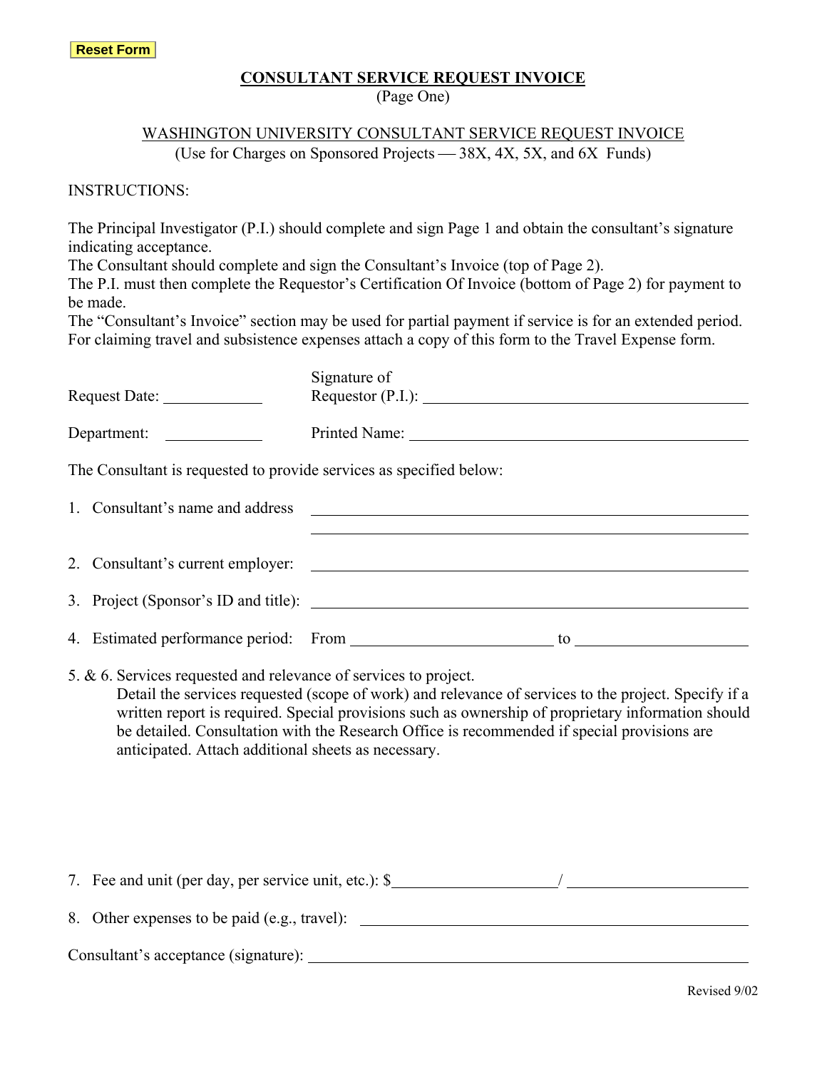Reset Form

# CONSULTANT SERVICE REQUEST INVOICE

(Page One)

WASHINGTON UNIVERSITY CONSULTANT SERVICE REQUEST INVOICE
(Use for Charges on Sponsored Projects — 38X, 4X, 5X, and 6X Funds)

INSTRUCTIONS:

The Principal Investigator (P.I.) should complete and sign Page 1 and obtain the consultant's signature indicating acceptance.
The Consultant should complete and sign the Consultant's Invoice (top of Page 2).
The P.I. must then complete the Requestor's Certification Of Invoice (bottom of Page 2) for payment to be made.
The "Consultant's Invoice" section may be used for partial payment if service is for an extended period.
For claiming travel and subsistence expenses attach a copy of this form to the Travel Expense form.

Request Date: ____________ Signature of Requestor (P.I.): ________________________________

Department: ____________ Printed Name: ________________________________

The Consultant is requested to provide services as specified below:

1. Consultant's name and address ________________________________
________________________________

2. Consultant's current employer: ________________________________

3. Project (Sponsor's ID and title): ________________________________

4. Estimated performance period: From ____________________ to ____________________

5. & 6. Services requested and relevance of services to project.
Detail the services requested (scope of work) and relevance of services to the project. Specify if a written report is required. Special provisions such as ownership of proprietary information should be detailed. Consultation with the Research Office is recommended if special provisions are anticipated. Attach additional sheets as necessary.

7. Fee and unit (per day, per service unit, etc.): $__________________/ ____________________

8. Other expenses to be paid (e.g., travel): ________________________________

Consultant's acceptance (signature): ________________________________

Revised 9/02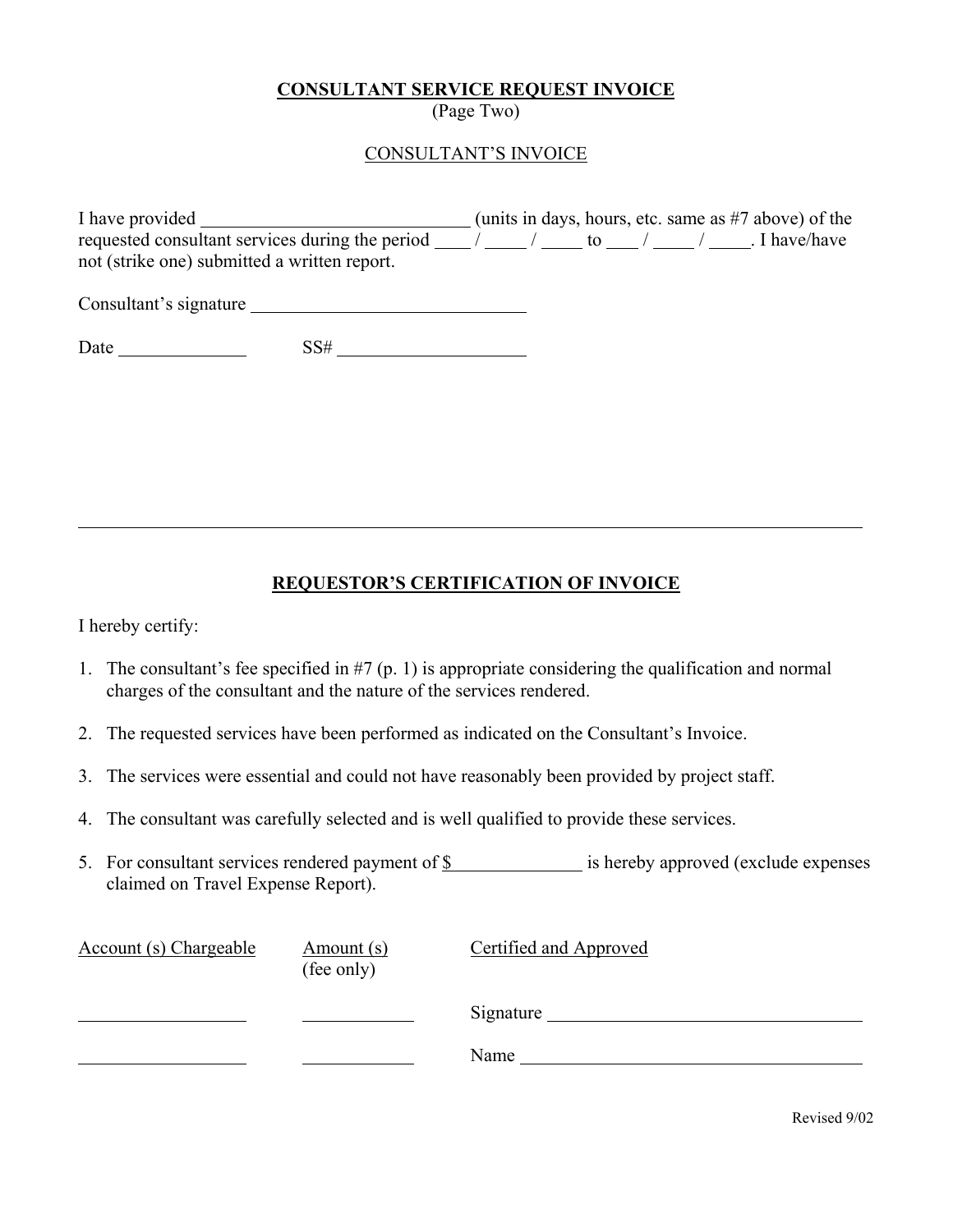# CONSULTANT SERVICE REQUEST INVOICE

(Page Two)

## CONSULTANT'S INVOICE

I have provided ____________________________ (units in days, hours, etc. same as #7 above) of the requested consultant services during the period ____ / ____ / ____ to ___ / ____ / ____. I have/have not (strike one) submitted a written report.

Consultant's signature ____________________________

Date _____________ SS# ____________________

---

## REQUESTOR'S CERTIFICATION OF INVOICE

I hereby certify:

1. The consultant's fee specified in #7 (p. 1) is appropriate considering the qualification and normal charges of the consultant and the nature of the services rendered.

2. The requested services have been performed as indicated on the Consultant's Invoice.

3. The services were essential and could not have reasonably been provided by project staff.

4. The consultant was carefully selected and is well qualified to provide these services.

5. For consultant services rendered payment of $____________ is hereby approved (exclude expenses claimed on Travel Expense Report).

| Account (s) Chargeable | Amount (s) (fee only) | Certified and Approved |
|---|---|---|
| ________________ | __________ | Signature ________________________________ |
| ________________ | __________ | Name ________________________________ |

Revised 9/02